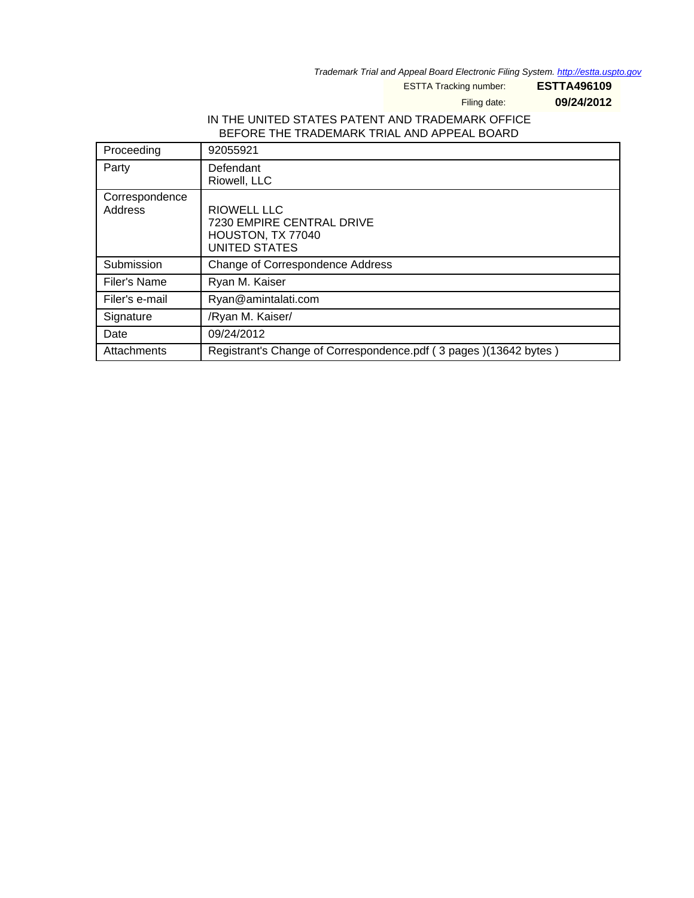Trademark Trial and Appeal Board Electronic Filing System. http://estta.uspto.gov

ESTTA Tracking number: **ESTTA496109**

Filing date: **09/24/2012**

IN THE UNITED STATES PATENT AND TRADEMARK OFFICE
BEFORE THE TRADEMARK TRIAL AND APPEAL BOARD

| | |
|---|---|
| Proceeding | 92055921 |
| Party | Defendant<br>Riowell, LLC |
| Correspondence Address | RIOWELL LLC<br>7230 EMPIRE CENTRAL DRIVE<br>HOUSTON, TX 77040<br>UNITED STATES |
| Submission | Change of Correspondence Address |
| Filer's Name | Ryan M. Kaiser |
| Filer's e-mail | Ryan@amintalati.com |
| Signature | /Ryan M. Kaiser/ |
| Date | 09/24/2012 |
| Attachments | Registrant's Change of Correspondence.pdf ( 3 pages )(13642 bytes ) |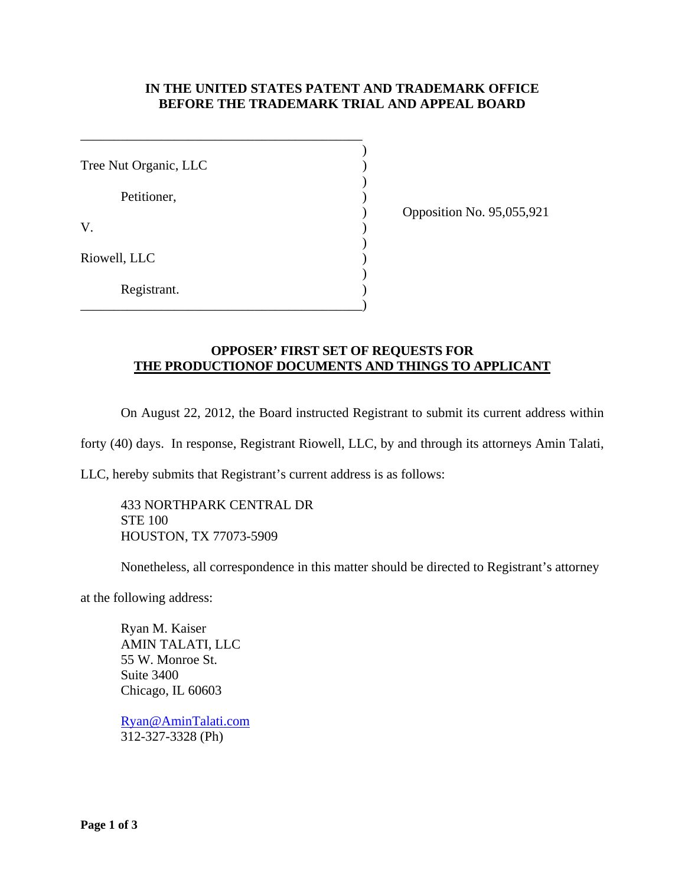**IN THE UNITED STATES PATENT AND TRADEMARK OFFICE**
**BEFORE THE TRADEMARK TRIAL AND APPEAL BOARD**

| | | |
|---|---|---|
| Tree Nut Organic, LLC | ) | |
| Petitioner, | ) | |
| | ) | Opposition No. 95,055,921 |
| V. | ) | |
| Riowell, LLC | ) | |
| Registrant. | ) | |

**OPPOSER' FIRST SET OF REQUESTS FOR**
**THE PRODUCTIONOF DOCUMENTS AND THINGS TO APPLICANT**

On August 22, 2012, the Board instructed Registrant to submit its current address within forty (40) days. In response, Registrant Riowell, LLC, by and through its attorneys Amin Talati, LLC, hereby submits that Registrant's current address is as follows:

433 NORTHPARK CENTRAL DR
STE 100
HOUSTON, TX 77073-5909

Nonetheless, all correspondence in this matter should be directed to Registrant's attorney at the following address:

Ryan M. Kaiser
AMIN TALATI, LLC
55 W. Monroe St.
Suite 3400
Chicago, IL 60603

Ryan@AminTalati.com
312-327-3328 (Ph)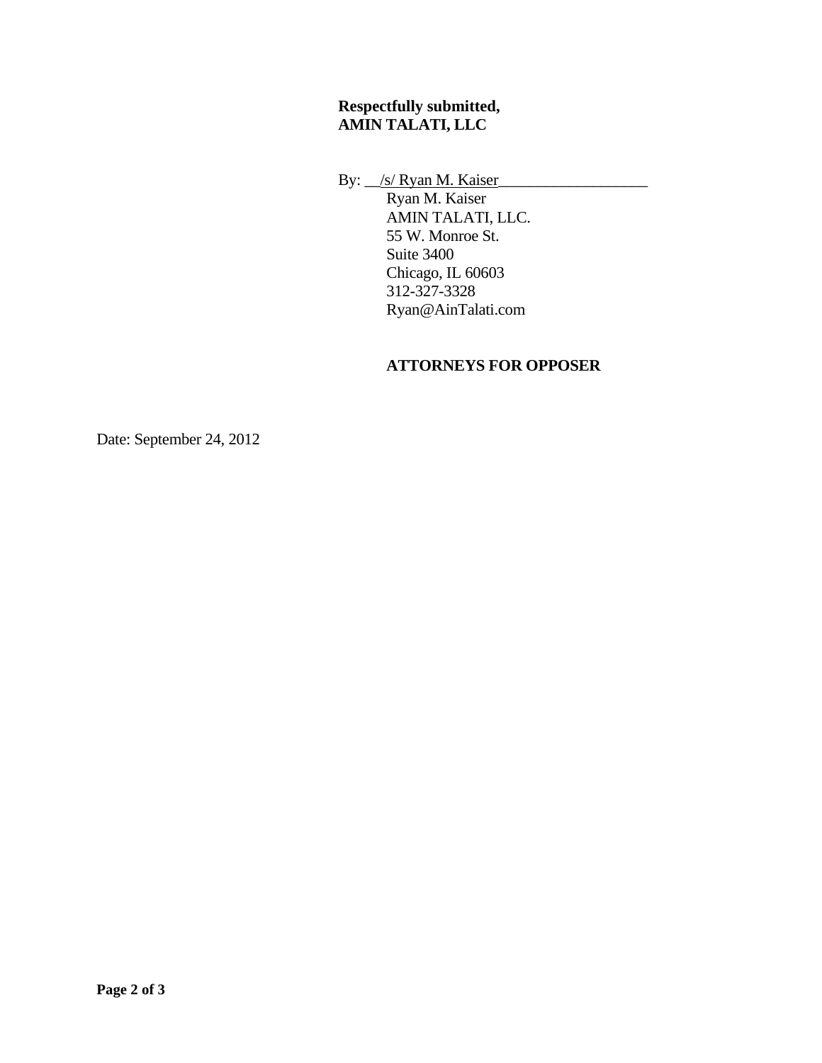**Respectfully submitted,**
**AMIN TALATI, LLC**

By: __/s/ Ryan M. Kaiser___________________
Ryan M. Kaiser
AMIN TALATI, LLC.
55 W. Monroe St.
Suite 3400
Chicago, IL 60603
312-327-3328
Ryan@AinTalati.com

**ATTORNEYS FOR OPPOSER**

Date: September 24, 2012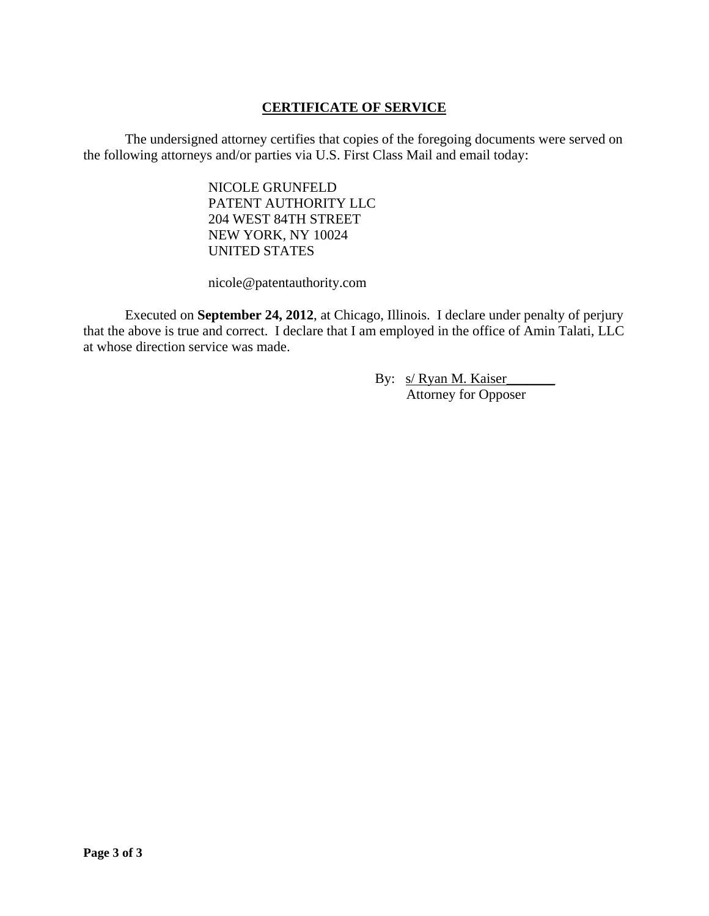## CERTIFICATE OF SERVICE

The undersigned attorney certifies that copies of the foregoing documents were served on the following attorneys and/or parties via U.S. First Class Mail and email today:

NICOLE GRUNFELD
PATENT AUTHORITY LLC
204 WEST 84TH STREET
NEW YORK, NY 10024
UNITED STATES

nicole@patentauthority.com

Executed on **September 24, 2012**, at Chicago, Illinois. I declare under penalty of perjury that the above is true and correct. I declare that I am employed in the office of Amin Talati, LLC at whose direction service was made.

By: s/ Ryan M. Kaiser
Attorney for Opposer